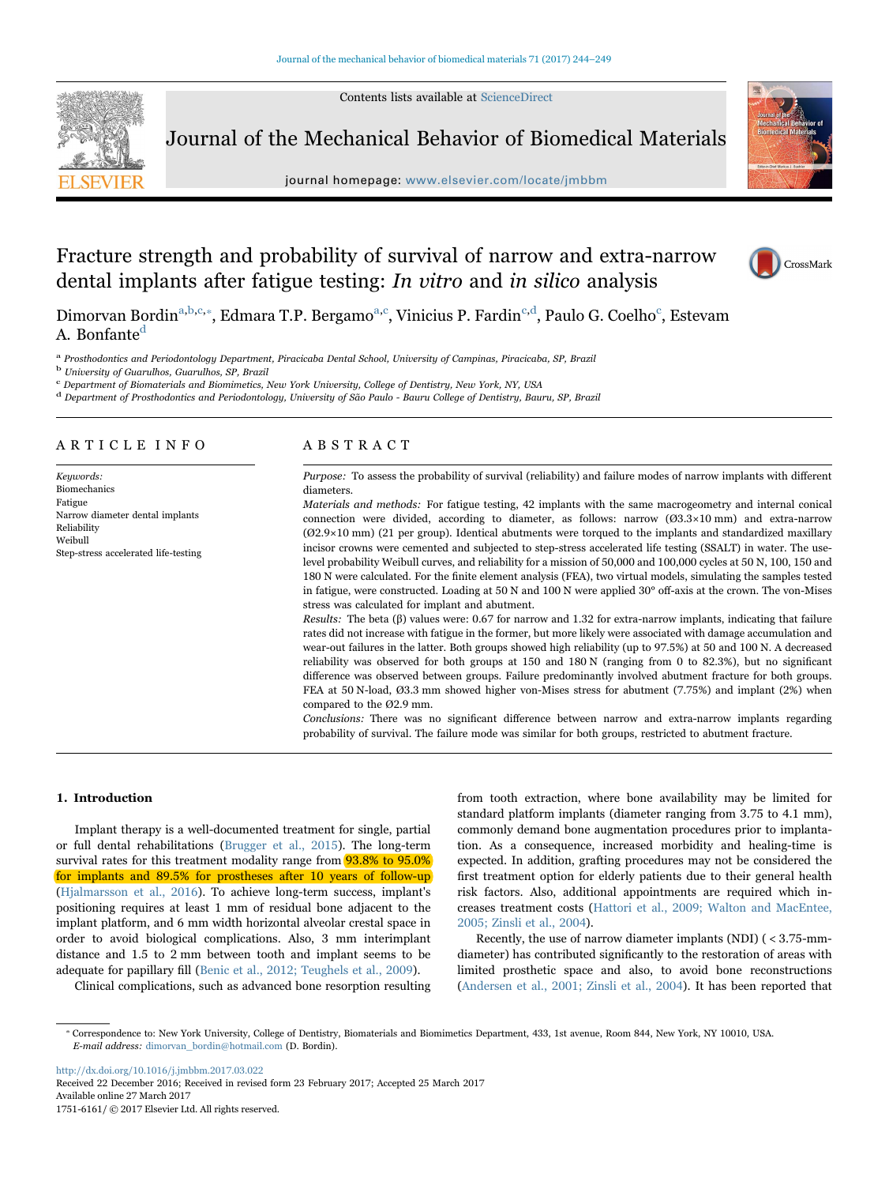# Fracture strength and probability of survival of narrow and extra-narrow dental implants after fatigue testing: *In vitro* and *in silico* analysis

Dimorvan Bordin[a,b,c,*], Edmara T.P. Bergamo[a,c], Vinicius P. Fardin[c,d], Paulo G. Coelho[c], Estevam A. Bonfante[d]

[a] Prosthodontics and Periodontology Department, Piracicaba Dental School, University of Campinas, Piracicaba, SP, Brazil

[b] University of Guarulhos, Guarulhos, SP, Brazil

[c] Department of Biomaterials and Biomimetics, New York University, College of Dentistry, New York, NY, USA

[d] Department of Prosthodontics and Periodontology, University of São Paulo - Bauru College of Dentistry, Bauru, SP, Brazil

## ARTICLE INFO

*Keywords:*
Biomechanics
Fatigue
Narrow diameter dental implants
Reliability
Weibull
Step-stress accelerated life-testing

## ABSTRACT

*Purpose:* To assess the probability of survival (reliability) and failure modes of narrow implants with different diameters.

*Materials and methods:* For fatigue testing, 42 implants with the same macrogeometry and internal conical connection were divided, according to diameter, as follows: narrow (Ø3.3×10 mm) and extra-narrow (Ø2.9×10 mm) (21 per group). Identical abutments were torqued to the implants and standardized maxillary incisor crowns were cemented and subjected to step-stress accelerated life testing (SSALT) in water. The use-level probability Weibull curves, and reliability for a mission of 50,000 and 100,000 cycles at 50 N, 100, 150 and 180 N were calculated. For the finite element analysis (FEA), two virtual models, simulating the samples tested in fatigue, were constructed. Loading at 50 N and 100 N were applied 30° off-axis at the crown. The von-Mises stress was calculated for implant and abutment.

*Results:* The beta (β) values were: 0.67 for narrow and 1.32 for extra-narrow implants, indicating that failure rates did not increase with fatigue in the former, but more likely were associated with damage accumulation and wear-out failures in the latter. Both groups showed high reliability (up to 97.5%) at 50 and 100 N. A decreased reliability was observed for both groups at 150 and 180 N (ranging from 0 to 82.3%), but no significant difference was observed between groups. Failure predominantly involved abutment fracture for both groups. FEA at 50 N-load, Ø3.3 mm showed higher von-Mises stress for abutment (7.75%) and implant (2%) when compared to the Ø2.9 mm.

*Conclusions:* There was no significant difference between narrow and extra-narrow implants regarding probability of survival. The failure mode was similar for both groups, restricted to abutment fracture.

## 1. Introduction

Implant therapy is a well-documented treatment for single, partial or full dental rehabilitations (Brugger et al., 2015). The long-term survival rates for this treatment modality range from 93.8% to 95.0% for implants and 89.5% for prostheses after 10 years of follow-up (Hjalmarsson et al., 2016). To achieve long-term success, implant's positioning requires at least 1 mm of residual bone adjacent to the implant platform, and 6 mm width horizontal alveolar crestal space in order to avoid biological complications. Also, 3 mm interimplant distance and 1.5 to 2 mm between tooth and implant seems to be adequate for papillary fill (Benic et al., 2012; Teughels et al., 2009).

Clinical complications, such as advanced bone resorption resulting from tooth extraction, where bone availability may be limited for standard platform implants (diameter ranging from 3.75 to 4.1 mm), commonly demand bone augmentation procedures prior to implantation. As a consequence, increased morbidity and healing-time is expected. In addition, grafting procedures may not be considered the first treatment option for elderly patients due to their general health risk factors. Also, additional appointments are required which increases treatment costs (Hattori et al., 2009; Walton and MacEntee, 2005; Zinsli et al., 2004).

Recently, the use of narrow diameter implants (NDI) ( < 3.75-mm-diameter) has contributed significantly to the restoration of areas with limited prosthetic space and also, to avoid bone reconstructions (Andersen et al., 2001; Zinsli et al., 2004). It has been reported that

* Correspondence to: New York University, College of Dentistry, Biomaterials and Biomimetics Department, 433, 1st avenue, Room 844, New York, NY 10010, USA.
*E-mail address:* dimorvan_bordin@hotmail.com (D. Bordin).

http://dx.doi.org/10.1016/j.jmbbm.2017.03.022
Received 22 December 2016; Received in revised form 23 February 2017; Accepted 25 March 2017
Available online 27 March 2017
1751-6161/ © 2017 Elsevier Ltd. All rights reserved.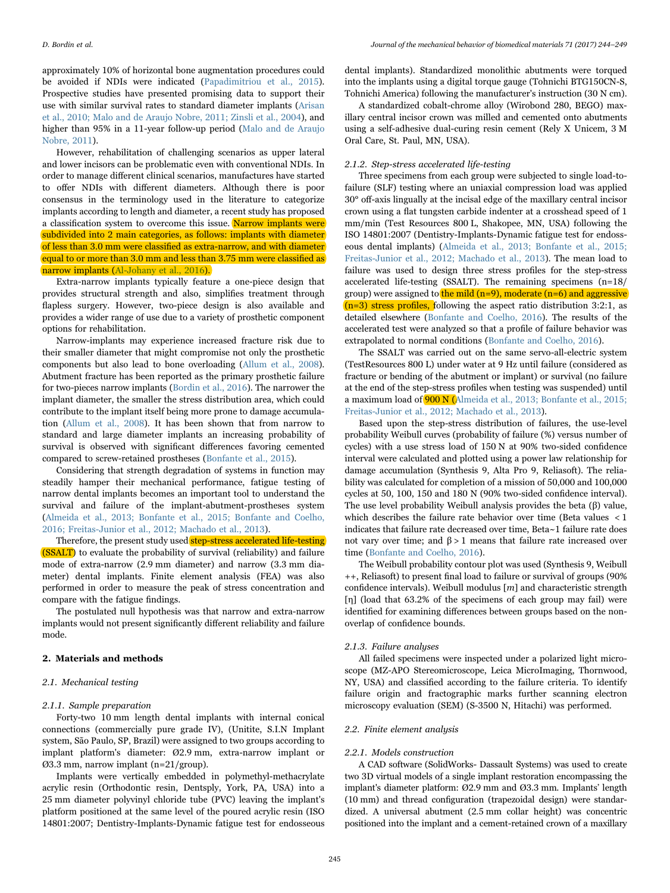approximately 10% of horizontal bone augmentation procedures could be avoided if NDIs were indicated (Papadimitriou et al., 2015). Prospective studies have presented promising data to support their use with similar survival rates to standard diameter implants (Arisan et al., 2010; Malo and de Araujo Nobre, 2011; Zinsli et al., 2004), and higher than 95% in a 11-year follow-up period (Malo and de Araujo Nobre, 2011).

However, rehabilitation of challenging scenarios as upper lateral and lower incisors can be problematic even with conventional NDIs. In order to manage different clinical scenarios, manufactures have started to offer NDIs with different diameters. Although there is poor consensus in the terminology used in the literature to categorize implants according to length and diameter, a recent study has proposed a classification system to overcome this issue. Narrow implants were subdivided into 2 main categories, as follows: implants with diameter of less than 3.0 mm were classified as extra-narrow, and with diameter equal to or more than 3.0 mm and less than 3.75 mm were classified as narrow implants (Al-Johany et al., 2016).

Extra-narrow implants typically feature a one-piece design that provides structural strength and also, simplifies treatment through flapless surgery. However, two-piece design is also available and provides a wider range of use due to a variety of prosthetic component options for rehabilitation.

Narrow-implants may experience increased fracture risk due to their smaller diameter that might compromise not only the prosthetic components but also lead to bone overloading (Allum et al., 2008). Abutment fracture has been reported as the primary prosthetic failure for two-pieces narrow implants (Bordin et al., 2016). The narrower the implant diameter, the smaller the stress distribution area, which could contribute to the implant itself being more prone to damage accumulation (Allum et al., 2008). It has been shown that from narrow to standard and large diameter implants an increasing probability of survival is observed with significant differences favoring cemented compared to screw-retained prostheses (Bonfante et al., 2015).

Considering that strength degradation of systems in function may steadily hamper their mechanical performance, fatigue testing of narrow dental implants becomes an important tool to understand the survival and failure of the implant-abutment-prostheses system (Almeida et al., 2013; Bonfante et al., 2015; Bonfante and Coelho, 2016; Freitas-Junior et al., 2012; Machado et al., 2013).

Therefore, the present study used step-stress accelerated life-testing (SSALT) to evaluate the probability of survival (reliability) and failure mode of extra-narrow (2.9 mm diameter) and narrow (3.3 mm diameter) dental implants. Finite element analysis (FEA) was also performed in order to measure the peak of stress concentration and compare with the fatigue findings.

The postulated null hypothesis was that narrow and extra-narrow implants would not present significantly different reliability and failure mode.

## 2. Materials and methods

### 2.1. Mechanical testing

#### 2.1.1. Sample preparation

Forty-two 10 mm length dental implants with internal conical connections (commercially pure grade IV), (Unitite, S.I.N Implant system, São Paulo, SP, Brazil) were assigned to two groups according to implant platform's diameter: Ø2.9 mm, extra-narrow implant or Ø3.3 mm, narrow implant (n=21/group).

Implants were vertically embedded in polymethyl-methacrylate acrylic resin (Orthodontic resin, Dentsply, York, PA, USA) into a 25 mm diameter polyvinyl chloride tube (PVC) leaving the implant's platform positioned at the same level of the poured acrylic resin (ISO 14801:2007; Dentistry-Implants-Dynamic fatigue test for endosseous dental implants). Standardized monolithic abutments were torqued into the implants using a digital torque gauge (Tohnichi BTG150CN-S, Tohnichi America) following the manufacturer's instruction (30 N cm).

A standardized cobalt-chrome alloy (Wirobond 280, BEGO) maxillary central incisor crown was milled and cemented onto abutments using a self-adhesive dual-curing resin cement (Rely X Unicem, 3 M Oral Care, St. Paul, MN, USA).

#### 2.1.2. Step-stress accelerated life-testing

Three specimens from each group were subjected to single load-to-failure (SLF) testing where an uniaxial compression load was applied 30° off-axis lingually at the incisal edge of the maxillary central incisor crown using a flat tungsten carbide indenter at a crosshead speed of 1 mm/min (Test Resources 800 L, Shakopee, MN, USA) following the ISO 14801:2007 (Dentistry-Implants-Dynamic fatigue test for endosseous dental implants) (Almeida et al., 2013; Bonfante et al., 2015; Freitas-Junior et al., 2012; Machado et al., 2013). The mean load to failure was used to design three stress profiles for the step-stress accelerated life-testing (SSALT). The remaining specimens (n=18/group) were assigned to the mild (n=9), moderate (n=6) and aggressive (n=3) stress profiles, following the aspect ratio distribution 3:2:1, as detailed elsewhere (Bonfante and Coelho, 2016). The results of the accelerated test were analyzed so that a profile of failure behavior was extrapolated to normal conditions (Bonfante and Coelho, 2016).

The SSALT was carried out on the same servo-all-electric system (TestResources 800 L) under water at 9 Hz until failure (considered as fracture or bending of the abutment or implant) or survival (no failure at the end of the step-stress profiles when testing was suspended) until a maximum load of 900 N (Almeida et al., 2013; Bonfante et al., 2015; Freitas-Junior et al., 2012; Machado et al., 2013).

Based upon the step-stress distribution of failures, the use-level probability Weibull curves (probability of failure (%) versus number of cycles) with a use stress load of 150 N at 90% two-sided confidence interval were calculated and plotted using a power law relationship for damage accumulation (Synthesis 9, Alta Pro 9, Reliasoft). The reliability was calculated for completion of a mission of 50,000 and 100,000 cycles at 50, 100, 150 and 180 N (90% two-sided confidence interval). The use level probability Weibull analysis provides the beta (β) value, which describes the failure rate behavior over time (Beta values $< 1$ indicates that failure rate decreased over time, Beta~1 failure rate does not vary over time; and $\beta > 1$ means that failure rate increased over time (Bonfante and Coelho, 2016).

The Weibull probability contour plot was used (Synthesis 9, Weibull ++, Reliasoft) to present final load to failure or survival of groups (90% confidence intervals). Weibull modulus [$m$] and characteristic strength [η] (load that 63.2% of the specimens of each group may fail) were identified for examining differences between groups based on the non-overlap of confidence bounds.

#### 2.1.3. Failure analyses

All failed specimens were inspected under a polarized light microscope (MZ-APO Stereomicroscope, Leica MicroImaging, Thornwood, NY, USA) and classified according to the failure criteria. To identify failure origin and fractographic marks further scanning electron microscopy evaluation (SEM) (S-3500 N, Hitachi) was performed.

### 2.2. Finite element analysis

#### 2.2.1. Models construction

A CAD software (SolidWorks- Dassault Systems) was used to create two 3D virtual models of a single implant restoration encompassing the implant's diameter platform: Ø2.9 mm and Ø3.3 mm. Implants' length (10 mm) and thread configuration (trapezoidal design) were standardized. A universal abutment (2.5 mm collar height) was concentric positioned into the implant and a cement-retained crown of a maxillary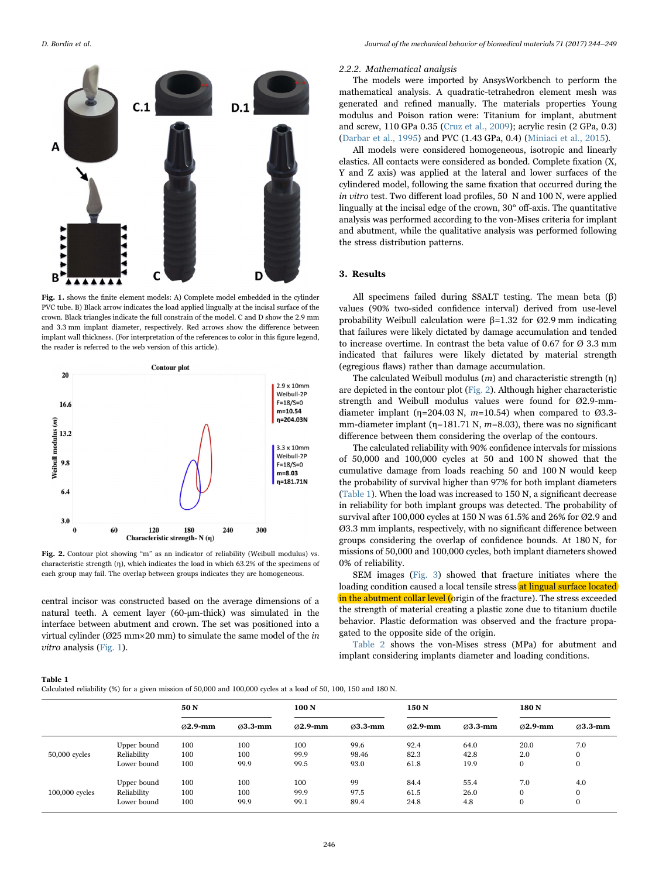**Fig. 1.** shows the finite element models: A) Complete model embedded in the cylinder PVC tube. B) Black arrow indicates the load applied lingually at the incisal surface of the crown. Black triangles indicate the full constrain of the model. C and D show the 2.9 mm and 3.3 mm implant diameter, respectively. Red arrows show the difference between implant wall thickness. (For interpretation of the references to color in this figure legend, the reader is referred to the web version of this article).

**Fig. 2.** Contour plot showing "m" as an indicator of reliability (Weibull modulus) vs. characteristic strength (η), which indicates the load in which 63.2% of the specimens of each group may fail. The overlap between groups indicates they are homogeneous.

central incisor was constructed based on the average dimensions of a natural teeth. A cement layer (60-µm-thick) was simulated in the interface between abutment and crown. The set was positioned into a virtual cylinder (Ø25 mm×20 mm) to simulate the same model of the *in vitro* analysis (Fig. 1).

#### 2.2.2. Mathematical analysis

The models were imported by AnsysWorkbench to perform the mathematical analysis. A quadratic-tetrahedron element mesh was generated and refined manually. The materials properties Young modulus and Poison ration were: Titanium for implant, abutment and screw, 110 GPa 0.35 (Cruz et al., 2009); acrylic resin (2 GPa, 0.3) (Darbar et al., 1995) and PVC (1.43 GPa, 0.4) (Miniaci et al., 2015).

All models were considered homogeneous, isotropic and linearly elastics. All contacts were considered as bonded. Complete fixation (X, Y and Z axis) was applied at the lateral and lower surfaces of the cylindered model, following the same fixation that occurred during the *in vitro* test. Two different load profiles, 50 N and 100 N, were applied lingually at the incisal edge of the crown, 30° off-axis. The quantitative analysis was performed according to the von-Mises criteria for implant and abutment, while the qualitative analysis was performed following the stress distribution patterns.

## 3. Results

All specimens failed during SSALT testing. The mean beta (β) values (90% two-sided confidence interval) derived from use-level probability Weibull calculation were β=1.32 for Ø2.9 mm indicating that failures were likely dictated by damage accumulation and tended to increase overtime. In contrast the beta value of 0.67 for Ø 3.3 mm indicated that failures were likely dictated by material strength (egregious flaws) rather than damage accumulation.

The calculated Weibull modulus ($m$) and characteristic strength (η) are depicted in the contour plot (Fig. 2). Although higher characteristic strength and Weibull modulus values were found for Ø2.9-mm-diameter implant (η=204.03 N, $m$=10.54) when compared to Ø3.3-mm-diameter implant (η=181.71 N, $m$=8.03), there was no significant difference between them considering the overlap of the contours.

The calculated reliability with 90% confidence intervals for missions of 50,000 and 100,000 cycles at 50 and 100 N showed that the cumulative damage from loads reaching 50 and 100 N would keep the probability of survival higher than 97% for both implant diameters (Table 1). When the load was increased to 150 N, a significant decrease in reliability for both implant groups was detected. The probability of survival after 100,000 cycles at 150 N was 61.5% and 26% for Ø2.9 and Ø3.3 mm implants, respectively, with no significant difference between groups considering the overlap of confidence bounds. At 180 N, for missions of 50,000 and 100,000 cycles, both implant diameters showed 0% of reliability.

SEM images (Fig. 3) showed that fracture initiates where the loading condition caused a local tensile stress at lingual surface located in the abutment collar level (origin of the fracture). The stress exceeded the strength of material creating a plastic zone due to titanium ductile behavior. Plastic deformation was observed and the fracture propagated to the opposite side of the origin.

Table 2 shows the von-Mises stress (MPa) for abutment and implant considering implants diameter and loading conditions.

**Table 1**
Calculated reliability (%) for a given mission of 50,000 and 100,000 cycles at a load of 50, 100, 150 and 180 N.

| | | 50 N | | 100 N | | 150 N | | 180 N | |
|---|---|---|---|---|---|---|---|---|---|
| | | Ø2.9-mm | Ø3.3-mm | Ø2.9-mm | Ø3.3-mm | Ø2.9-mm | Ø3.3-mm | Ø2.9-mm | Ø3.3-mm |
| 50,000 cycles | Upper bound | 100 | 100 | 100 | 99.6 | 92.4 | 64.0 | 20.0 | 7.0 |
| | Reliability | 100 | 100 | 99.9 | 98.46 | 82.3 | 42.8 | 2.0 | 0 |
| | Lower bound | 100 | 99.9 | 99.5 | 93.0 | 61.8 | 19.9 | 0 | 0 |
| 100,000 cycles | Upper bound | 100 | 100 | 100 | 99 | 84.4 | 55.4 | 7.0 | 4.0 |
| | Reliability | 100 | 100 | 99.9 | 97.5 | 61.5 | 26.0 | 0 | 0 |
| | Lower bound | 100 | 99.9 | 99.1 | 89.4 | 24.8 | 4.8 | 0 | 0 |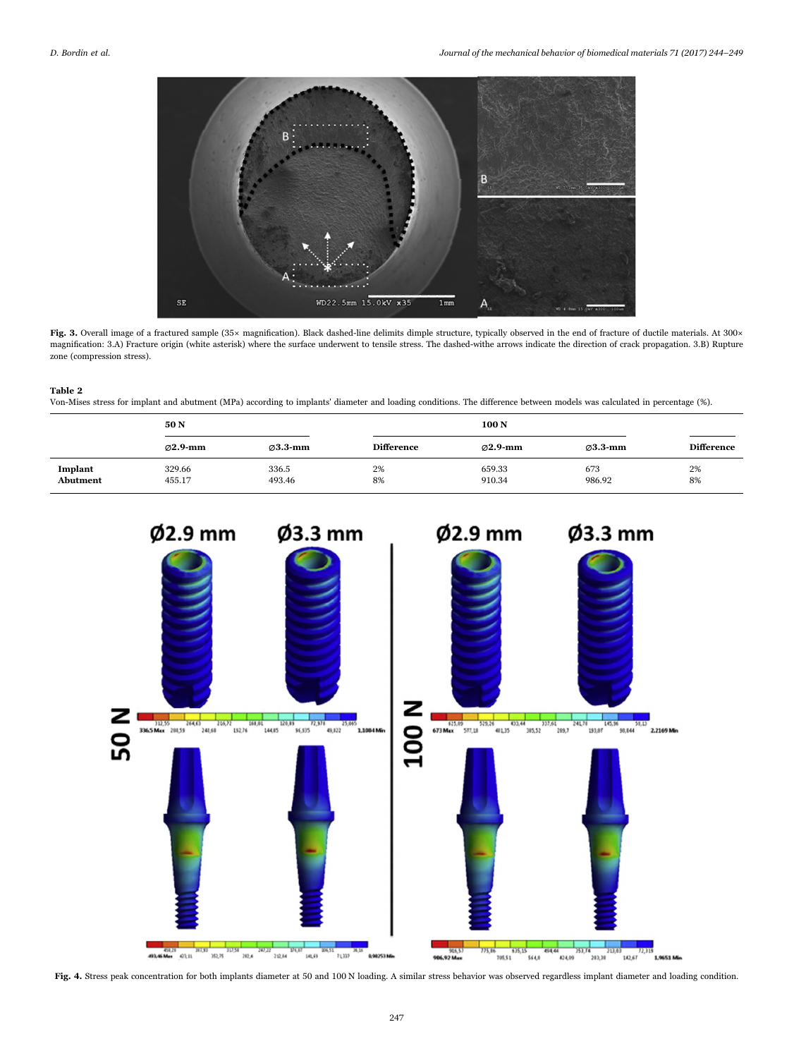**Fig. 3.** Overall image of a fractured sample (35× magnification). Black dashed-line delimits dimple structure, typically observed in the end of fracture of ductile materials. At 300× magnification: 3.A) Fracture origin (white asterisk) where the surface underwent to tensile stress. The dashed-withe arrows indicate the direction of crack propagation. 3.B) Rupture zone (compression stress).

**Table 2**

Von-Mises stress for implant and abutment (MPa) according to implants' diameter and loading conditions. The difference between models was calculated in percentage (%).

| | 50 N | | | 100 N | | |
|---|---|---|---|---|---|---|
| | ∅2.9-mm | ∅3.3-mm | Difference | ∅2.9-mm | ∅3.3-mm | Difference |
| **Implant** | 329.66 | 336.5 | 2% | 659.33 | 673 | 2% |
| **Abutment** | 455.17 | 493.46 | 8% | 910.34 | 986.92 | 8% |

**Fig. 4.** Stress peak concentration for both implants diameter at 50 and 100 N loading. A similar stress behavior was observed regardless implant diameter and loading condition.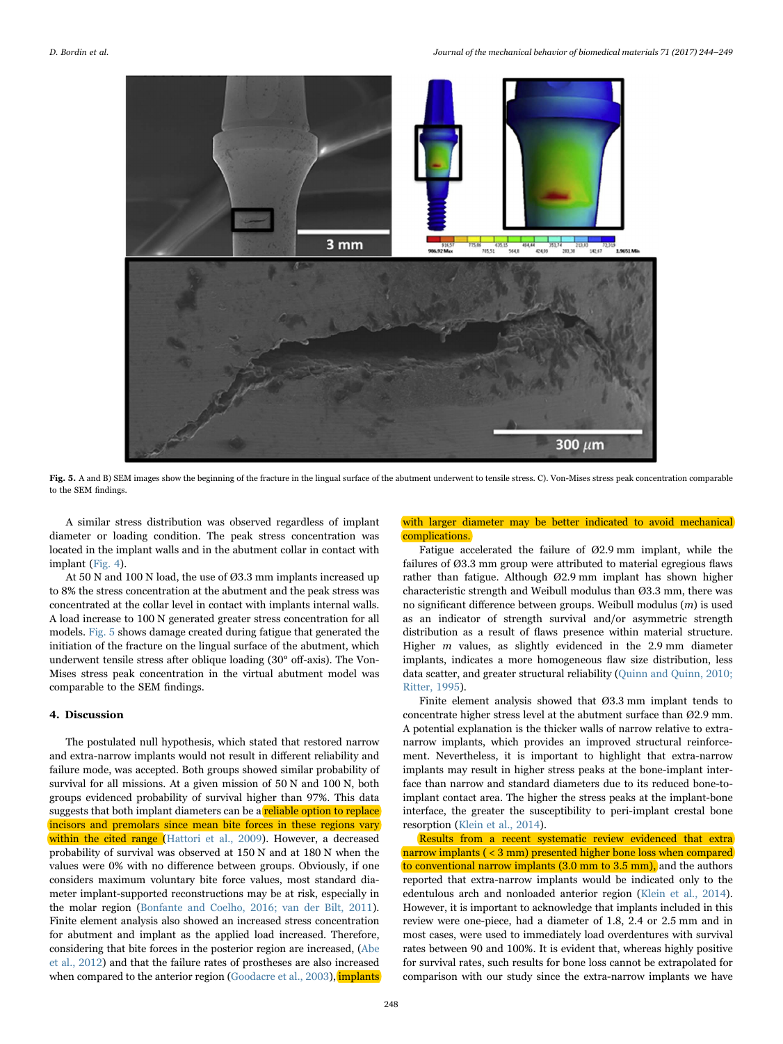Fig. 5. A and B) SEM images show the beginning of the fracture in the lingual surface of the abutment underwent to tensile stress. C). Von-Mises stress peak concentration comparable to the SEM findings.

A similar stress distribution was observed regardless of implant diameter or loading condition. The peak stress concentration was located in the implant walls and in the abutment collar in contact with implant (Fig. 4).

At 50 N and 100 N load, the use of Ø3.3 mm implants increased up to 8% the stress concentration at the abutment and the peak stress was concentrated at the collar level in contact with implants internal walls. A load increase to 100 N generated greater stress concentration for all models. Fig. 5 shows damage created during fatigue that generated the initiation of the fracture on the lingual surface of the abutment, which underwent tensile stress after oblique loading (30° off-axis). The Von-Mises stress peak concentration in the virtual abutment model was comparable to the SEM findings.

## 4. Discussion

The postulated null hypothesis, which stated that restored narrow and extra-narrow implants would not result in different reliability and failure mode, was accepted. Both groups showed similar probability of survival for all missions. At a given mission of 50 N and 100 N, both groups evidenced probability of survival higher than 97%. This data suggests that both implant diameters can be a reliable option to replace incisors and premolars since mean bite forces in these regions vary within the cited range (Hattori et al., 2009). However, a decreased probability of survival was observed at 150 N and at 180 N when the values were 0% with no difference between groups. Obviously, if one considers maximum voluntary bite force values, most standard diameter implant-supported reconstructions may be at risk, especially in the molar region (Bonfante and Coelho, 2016; van der Bilt, 2011). Finite element analysis also showed an increased stress concentration for abutment and implant as the applied load increased. Therefore, considering that bite forces in the posterior region are increased, (Abe et al., 2012) and that the failure rates of prostheses are also increased when compared to the anterior region (Goodacre et al., 2003), implants with larger diameter may be better indicated to avoid mechanical complications.

Fatigue accelerated the failure of Ø2.9 mm implant, while the failures of Ø3.3 mm group were attributed to material egregious flaws rather than fatigue. Although Ø2.9 mm implant has shown higher characteristic strength and Weibull modulus than Ø3.3 mm, there was no significant difference between groups. Weibull modulus ($m$) is used as an indicator of strength survival and/or asymmetric strength distribution as a result of flaws presence within material structure. Higher $m$ values, as slightly evidenced in the 2.9 mm diameter implants, indicates a more homogeneous flaw size distribution, less data scatter, and greater structural reliability (Quinn and Quinn, 2010; Ritter, 1995).

Finite element analysis showed that Ø3.3 mm implant tends to concentrate higher stress level at the abutment surface than Ø2.9 mm. A potential explanation is the thicker walls of narrow relative to extra-narrow implants, which provides an improved structural reinforcement. Nevertheless, it is important to highlight that extra-narrow implants may result in higher stress peaks at the bone-implant interface than narrow and standard diameters due to its reduced bone-to-implant contact area. The higher the stress peaks at the implant-bone interface, the greater the susceptibility to peri-implant crestal bone resorption (Klein et al., 2014).

Results from a recent systematic review evidenced that extra narrow implants (< 3 mm) presented higher bone loss when compared to conventional narrow implants (3.0 mm to 3.5 mm), and the authors reported that extra-narrow implants would be indicated only to the edentulous arch and nonloaded anterior region (Klein et al., 2014). However, it is important to acknowledge that implants included in this review were one-piece, had a diameter of 1.8, 2.4 or 2.5 mm and in most cases, were used to immediately load overdentures with survival rates between 90 and 100%. It is evident that, whereas highly positive for survival rates, such results for bone loss cannot be extrapolated for comparison with our study since the extra-narrow implants we have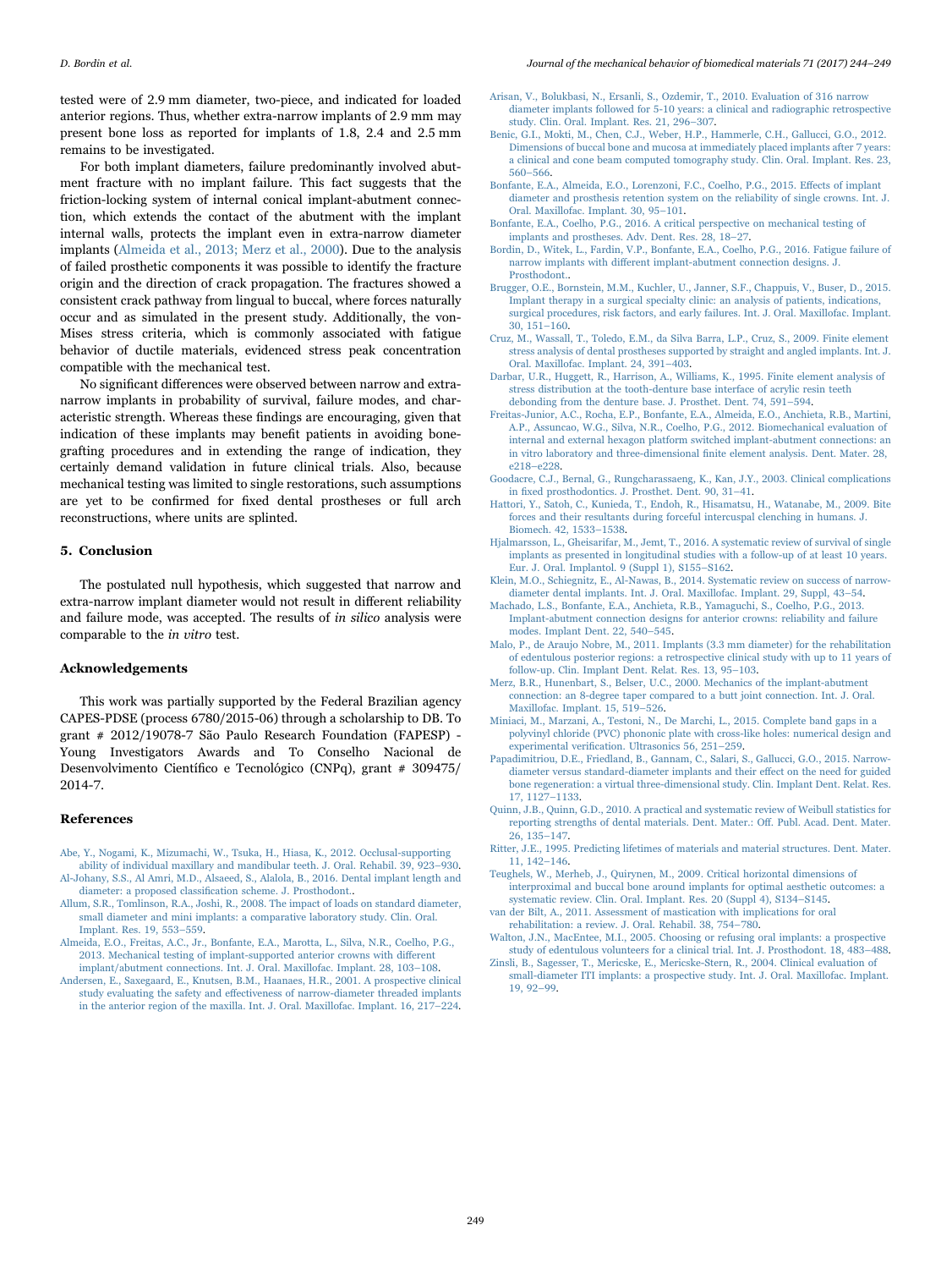tested were of 2.9 mm diameter, two-piece, and indicated for loaded anterior regions. Thus, whether extra-narrow implants of 2.9 mm may present bone loss as reported for implants of 1.8, 2.4 and 2.5 mm remains to be investigated.

For both implant diameters, failure predominantly involved abutment fracture with no implant failure. This fact suggests that the friction-locking system of internal conical implant-abutment connection, which extends the contact of the abutment with the implant internal walls, protects the implant even in extra-narrow diameter implants (Almeida et al., 2013; Merz et al., 2000). Due to the analysis of failed prosthetic components it was possible to identify the fracture origin and the direction of crack propagation. The fractures showed a consistent crack pathway from lingual to buccal, where forces naturally occur and as simulated in the present study. Additionally, the von-Mises stress criteria, which is commonly associated with fatigue behavior of ductile materials, evidenced stress peak concentration compatible with the mechanical test.

No significant differences were observed between narrow and extra-narrow implants in probability of survival, failure modes, and characteristic strength. Whereas these findings are encouraging, given that indication of these implants may benefit patients in avoiding bone-grafting procedures and in extending the range of indication, they certainly demand validation in future clinical trials. Also, because mechanical testing was limited to single restorations, such assumptions are yet to be confirmed for fixed dental prostheses or full arch reconstructions, where units are splinted.

## 5. Conclusion

The postulated null hypothesis, which suggested that narrow and extra-narrow implant diameter would not result in different reliability and failure mode, was accepted. The results of *in silico* analysis were comparable to the *in vitro* test.

## Acknowledgements

This work was partially supported by the Federal Brazilian agency CAPES-PDSE (process 6780/2015-06) through a scholarship to DB. To grant # 2012/19078-7 São Paulo Research Foundation (FAPESP) - Young Investigators Awards and To Conselho Nacional de Desenvolvimento Científico e Tecnológico (CNPq), grant # 309475/2014-7.

## References

Abe, Y., Nogami, K., Mizumachi, W., Tsuka, H., Hiasa, K., 2012. Occlusal-supporting ability of individual maxillary and mandibular teeth. J. Oral. Rehabil. 39, 923–930.

Al-Johany, S.S., Al Amri, M.D., Alsaeed, S., Alalola, B., 2016. Dental implant length and diameter: a proposed classification scheme. J. Prosthodont..

Allum, S.R., Tomlinson, R.A., Joshi, R., 2008. The impact of loads on standard diameter, small diameter and mini implants: a comparative laboratory study. Clin. Oral. Implant. Res. 19, 553–559.

Almeida, E.O., Freitas, A.C., Jr., Bonfante, E.A., Marotta, L., Silva, N.R., Coelho, P.G., 2013. Mechanical testing of implant-supported anterior crowns with different implant/abutment connections. Int. J. Oral. Maxillofac. Implant. 28, 103–108.

Andersen, E., Saxegaard, E., Knutsen, B.M., Haanaes, H.R., 2001. A prospective clinical study evaluating the safety and effectiveness of narrow-diameter threaded implants in the anterior region of the maxilla. Int. J. Oral. Maxillofac. Implant. 16, 217–224.

Arisan, V., Bolukbasi, N., Ersanli, S., Ozdemir, T., 2010. Evaluation of 316 narrow diameter implants followed for 5-10 years: a clinical and radiographic retrospective study. Clin. Oral. Implant. Res. 21, 296–307.

Benic, G.I., Mokti, M., Chen, C.J., Weber, H.P., Hammerle, C.H., Gallucci, G.O., 2012. Dimensions of buccal bone and mucosa at immediately placed implants after 7 years: a clinical and cone beam computed tomography study. Clin. Oral. Implant. Res. 23, 560–566.

Bonfante, E.A., Almeida, E.O., Lorenzoni, F.C., Coelho, P.G., 2015. Effects of implant diameter and prosthesis retention system on the reliability of single crowns. Int. J. Oral. Maxillofac. Implant. 30, 95–101.

Bonfante, E.A., Coelho, P.G., 2016. A critical perspective on mechanical testing of implants and prostheses. Adv. Dent. Res. 28, 18–27.

Bordin, D., Witek, L., Fardin, V.P., Bonfante, E.A., Coelho, P.G., 2016. Fatigue failure of narrow implants with different implant-abutment connection designs. J. Prosthodont..

Brugger, O.E., Bornstein, M.M., Kuchler, U., Janner, S.F., Chappuis, V., Buser, D., 2015. Implant therapy in a surgical specialty clinic: an analysis of patients, indications, surgical procedures, risk factors, and early failures. Int. J. Oral. Maxillofac. Implant. 30, 151–160.

Cruz, M., Wassall, T., Toledo, E.M., da Silva Barra, L.P., Cruz, S., 2009. Finite element stress analysis of dental prostheses supported by straight and angled implants. Int. J. Oral. Maxillofac. Implant. 24, 391–403.

Darbar, U.R., Huggett, R., Harrison, A., Williams, K., 1995. Finite element analysis of stress distribution at the tooth-denture base interface of acrylic resin teeth debonding from the denture base. J. Prosthet. Dent. 74, 591–594.

Freitas-Junior, A.C., Rocha, E.P., Bonfante, E.A., Almeida, E.O., Anchieta, R.B., Martini, A.P., Assuncao, W.G., Silva, N.R., Coelho, P.G., 2012. Biomechanical evaluation of internal and external hexagon platform switched implant-abutment connections: an in vitro laboratory and three-dimensional finite element analysis. Dent. Mater. 28, e218–e228.

Goodacre, C.J., Bernal, G., Rungcharassaeng, K., Kan, J.Y., 2003. Clinical complications in fixed prosthodontics. J. Prosthet. Dent. 90, 31–41.

Hattori, Y., Satoh, C., Kunieda, T., Endoh, R., Hisamatsu, H., Watanabe, M., 2009. Bite forces and their resultants during forceful intercuspal clenching in humans. J. Biomech. 42, 1533–1538.

Hjalmarsson, L., Gheisarifar, M., Jemt, T., 2016. A systematic review of survival of single implants as presented in longitudinal studies with a follow-up of at least 10 years. Eur. J. Oral. Implantol. 9 (Suppl 1), S155–S162.

Klein, M.O., Schiegnitz, E., Al-Nawas, B., 2014. Systematic review on success of narrow-diameter dental implants. Int. J. Oral. Maxillofac. Implant. 29, Suppl, 43–54.

Machado, L.S., Bonfante, E.A., Anchieta, R.B., Yamaguchi, S., Coelho, P.G., 2013. Implant-abutment connection designs for anterior crowns: reliability and failure modes. Implant Dent. 22, 540–545.

Malo, P., de Araujo Nobre, M., 2011. Implants (3.3 mm diameter) for the rehabilitation of edentulous posterior regions: a retrospective clinical study with up to 11 years of follow-up. Clin. Implant Dent. Relat. Res. 13, 95–103.

Merz, B.R., Hunenbart, S., Belser, U.C., 2000. Mechanics of the implant-abutment connection: an 8-degree taper compared to a butt joint connection. Int. J. Oral. Maxillofac. Implant. 15, 519–526.

Miniaci, M., Marzani, A., Testoni, N., De Marchi, L., 2015. Complete band gaps in a polyvinyl chloride (PVC) phononic plate with cross-like holes: numerical design and experimental verification. Ultrasonics 56, 251–259.

Papadimitriou, D.E., Friedland, B., Gannam, C., Salari, S., Gallucci, G.O., 2015. Narrow-diameter versus standard-diameter implants and their effect on the need for guided bone regeneration: a virtual three-dimensional study. Clin. Implant Dent. Relat. Res. 17, 1127–1133.

Quinn, J.B., Quinn, G.D., 2010. A practical and systematic review of Weibull statistics for reporting strengths of dental materials. Dent. Mater.: Off. Publ. Acad. Dent. Mater. 26, 135–147.

Ritter, J.E., 1995. Predicting lifetimes of materials and material structures. Dent. Mater. 11, 142–146.

Teughels, W., Merheb, J., Quirynen, M., 2009. Critical horizontal dimensions of interproximal and buccal bone around implants for optimal aesthetic outcomes: a systematic review. Clin. Oral. Implant. Res. 20 (Suppl 4), S134–S145.

van der Bilt, A., 2011. Assessment of mastication with implications for oral rehabilitation: a review. J. Oral. Rehabil. 38, 754–780.

Walton, J.N., MacEntee, M.I., 2005. Choosing or refusing oral implants: a prospective study of edentulous volunteers for a clinical trial. Int. J. Prosthodont. 18, 483–488.

Zinsli, B., Sagesser, T., Mericske, E., Mericske-Stern, R., 2004. Clinical evaluation of small-diameter ITI implants: a prospective study. Int. J. Oral. Maxillofac. Implant. 19, 92–99.